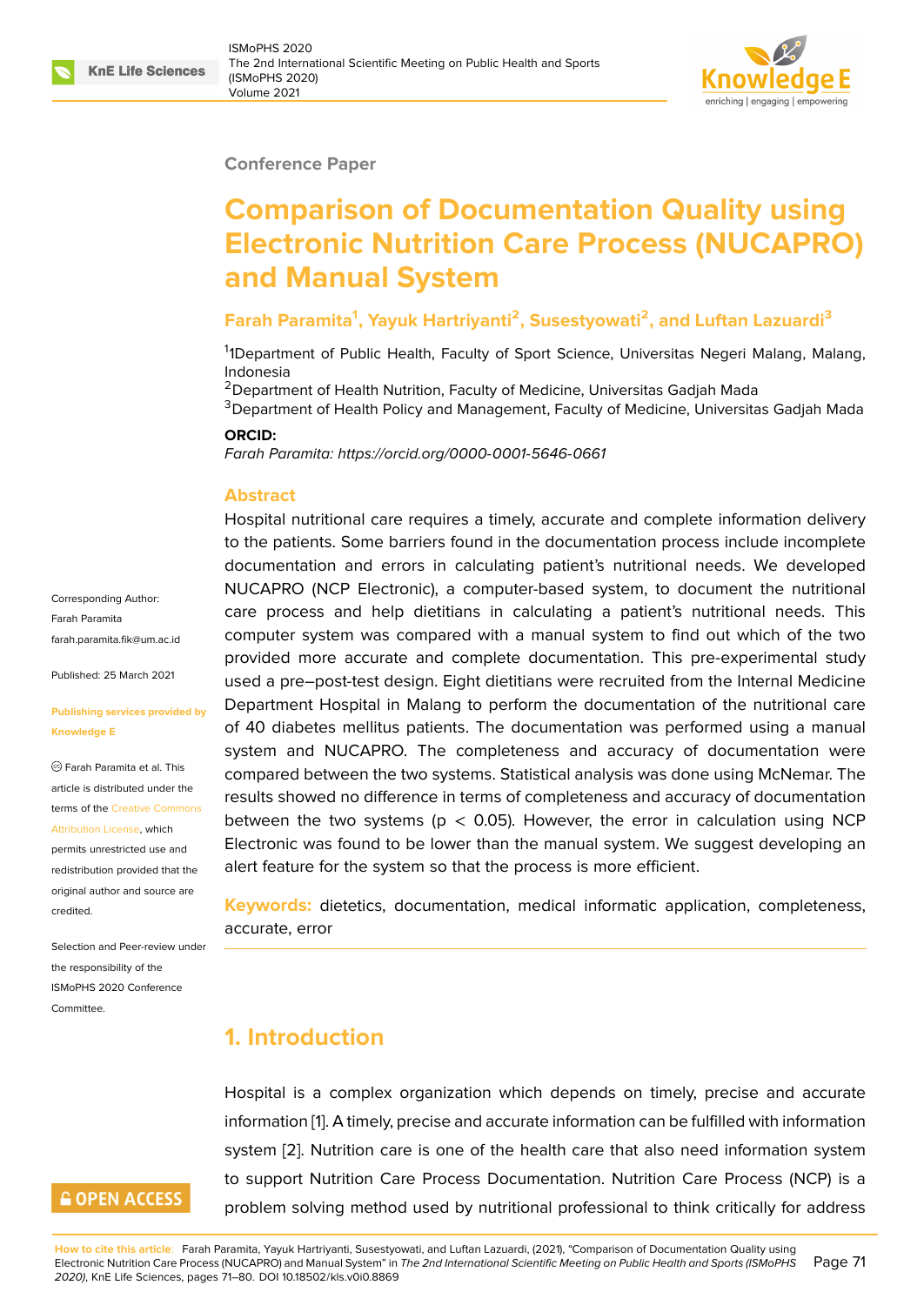Conference Paper

# Comparison of Documentation Quality using Electronic Nutrition Care Process (NUCAPRO) and Manual System

**Farah Paramita[1], Yayuk Hartriyanti[2], Susestyowati[2], and Luftan Lazuardi[3]**

[1]1Department of Public Health, Faculty of Sport Science, Universitas Negeri Malang, Malang, Indonesia
[2]Department of Health Nutrition, Faculty of Medicine, Universitas Gadjah Mada
[3]Department of Health Policy and Management, Faculty of Medicine, Universitas Gadjah Mada

**ORCID:**
*Farah Paramita: https://orcid.org/0000-0001-5646-0661*

Corresponding Author:
Farah Paramita
farah.paramita.fik@um.ac.id

Published: 25 March 2021

Publishing services provided by Knowledge E

© Farah Paramita et al. This article is distributed under the terms of the Creative Commons Attribution License, which permits unrestricted use and redistribution provided that the original author and source are credited.

Selection and Peer-review under the responsibility of the ISMoPHS 2020 Conference Committee.

## Abstract

Hospital nutritional care requires a timely, accurate and complete information delivery to the patients. Some barriers found in the documentation process include incomplete documentation and errors in calculating patient's nutritional needs. We developed NUCAPRO (NCP Electronic), a computer-based system, to document the nutritional care process and help dietitians in calculating a patient's nutritional needs. This computer system was compared with a manual system to find out which of the two provided more accurate and complete documentation. This pre-experimental study used a pre–post-test design. Eight dietitians were recruited from the Internal Medicine Department Hospital in Malang to perform the documentation of the nutritional care of 40 diabetes mellitus patients. The documentation was performed using a manual system and NUCAPRO. The completeness and accuracy of documentation were compared between the two systems. Statistical analysis was done using McNemar. The results showed no difference in terms of completeness and accuracy of documentation between the two systems ($p < 0.05$). However, the error in calculation using NCP Electronic was found to be lower than the manual system. We suggest developing an alert feature for the system so that the process is more efficient.

**Keywords:** dietetics, documentation, medical informatic application, completeness, accurate, error

## 1. Introduction

Hospital is a complex organization which depends on timely, precise and accurate information [1]. A timely, precise and accurate information can be fulfilled with information system [2]. Nutrition care is one of the health care that also need information system to support Nutrition Care Process Documentation. Nutrition Care Process (NCP) is a problem solving method used by nutritional professional to think critically for address

**How to cite this article:** Farah Paramita, Yayuk Hartriyanti, Susestyowati, and Luftan Lazuardi, (2021), "Comparison of Documentation Quality using Electronic Nutrition Care Process (NUCAPRO) and Manual System" in *The 2nd International Scientific Meeting on Public Health and Sports (ISMoPHS 2020)*, KnE Life Sciences, pages 71–80. DOI 10.18502/kls.v0i0.8869

OPEN ACCESS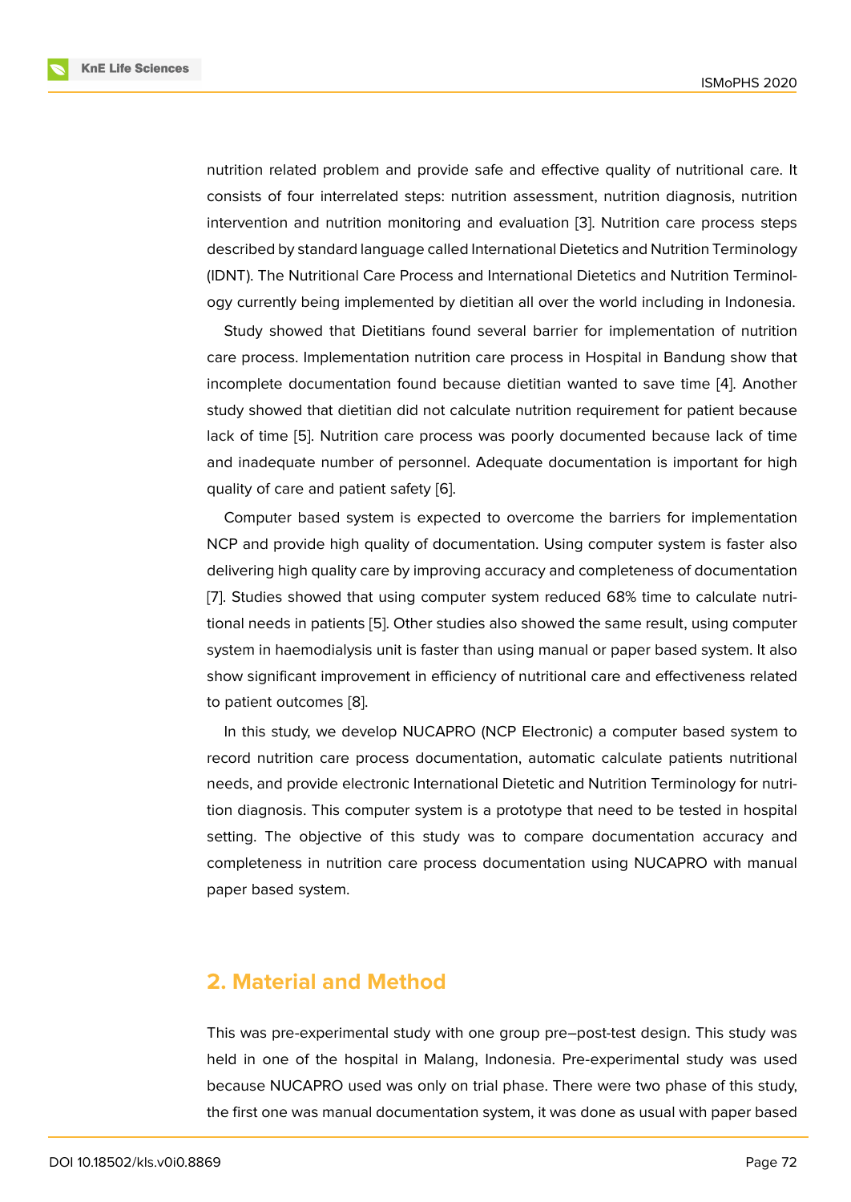nutrition related problem and provide safe and effective quality of nutritional care. It consists of four interrelated steps: nutrition assessment, nutrition diagnosis, nutrition intervention and nutrition monitoring and evaluation [3]. Nutrition care process steps described by standard language called International Dietetics and Nutrition Terminology (IDNT). The Nutritional Care Process and International Dietetics and Nutrition Terminology currently being implemented by dietitian all over the world including in Indonesia.

Study showed that Dietitians found several barrier for implementation of nutrition care process. Implementation nutrition care process in Hospital in Bandung show that incomplete documentation found because dietitian wanted to save time [4]. Another study showed that dietitian did not calculate nutrition requirement for patient because lack of time [5]. Nutrition care process was poorly documented because lack of time and inadequate number of personnel. Adequate documentation is important for high quality of care and patient safety [6].

Computer based system is expected to overcome the barriers for implementation NCP and provide high quality of documentation. Using computer system is faster also delivering high quality care by improving accuracy and completeness of documentation [7]. Studies showed that using computer system reduced 68% time to calculate nutritional needs in patients [5]. Other studies also showed the same result, using computer system in haemodialysis unit is faster than using manual or paper based system. It also show significant improvement in efficiency of nutritional care and effectiveness related to patient outcomes [8].

In this study, we develop NUCAPRO (NCP Electronic) a computer based system to record nutrition care process documentation, automatic calculate patients nutritional needs, and provide electronic International Dietetic and Nutrition Terminology for nutrition diagnosis. This computer system is a prototype that need to be tested in hospital setting. The objective of this study was to compare documentation accuracy and completeness in nutrition care process documentation using NUCAPRO with manual paper based system.

## 2. Material and Method

This was pre-experimental study with one group pre–post-test design. This study was held in one of the hospital in Malang, Indonesia. Pre-experimental study was used because NUCAPRO used was only on trial phase. There were two phase of this study, the first one was manual documentation system, it was done as usual with paper based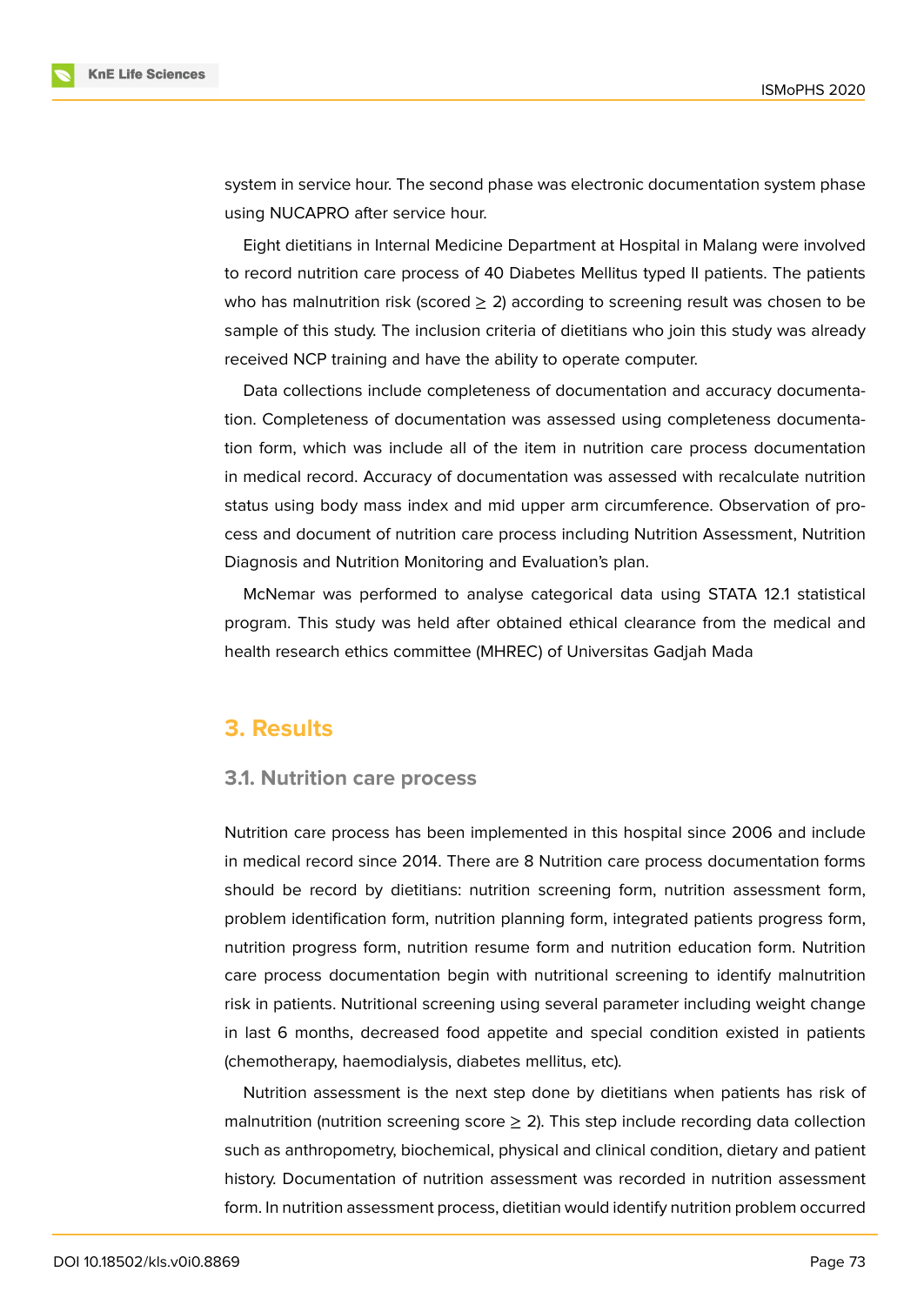system in service hour. The second phase was electronic documentation system phase using NUCAPRO after service hour.

Eight dietitians in Internal Medicine Department at Hospital in Malang were involved to record nutrition care process of 40 Diabetes Mellitus typed II patients. The patients who has malnutrition risk (scored $\geq$ 2) according to screening result was chosen to be sample of this study. The inclusion criteria of dietitians who join this study was already received NCP training and have the ability to operate computer.

Data collections include completeness of documentation and accuracy documentation. Completeness of documentation was assessed using completeness documentation form, which was include all of the item in nutrition care process documentation in medical record. Accuracy of documentation was assessed with recalculate nutrition status using body mass index and mid upper arm circumference. Observation of process and document of nutrition care process including Nutrition Assessment, Nutrition Diagnosis and Nutrition Monitoring and Evaluation's plan.

McNemar was performed to analyse categorical data using STATA 12.1 statistical program. This study was held after obtained ethical clearance from the medical and health research ethics committee (MHREC) of Universitas Gadjah Mada

## 3. Results

### 3.1. Nutrition care process

Nutrition care process has been implemented in this hospital since 2006 and include in medical record since 2014. There are 8 Nutrition care process documentation forms should be record by dietitians: nutrition screening form, nutrition assessment form, problem identification form, nutrition planning form, integrated patients progress form, nutrition progress form, nutrition resume form and nutrition education form. Nutrition care process documentation begin with nutritional screening to identify malnutrition risk in patients. Nutritional screening using several parameter including weight change in last 6 months, decreased food appetite and special condition existed in patients (chemotherapy, haemodialysis, diabetes mellitus, etc).

Nutrition assessment is the next step done by dietitians when patients has risk of malnutrition (nutrition screening score $\geq$ 2). This step include recording data collection such as anthropometry, biochemical, physical and clinical condition, dietary and patient history. Documentation of nutrition assessment was recorded in nutrition assessment form. In nutrition assessment process, dietitian would identify nutrition problem occurred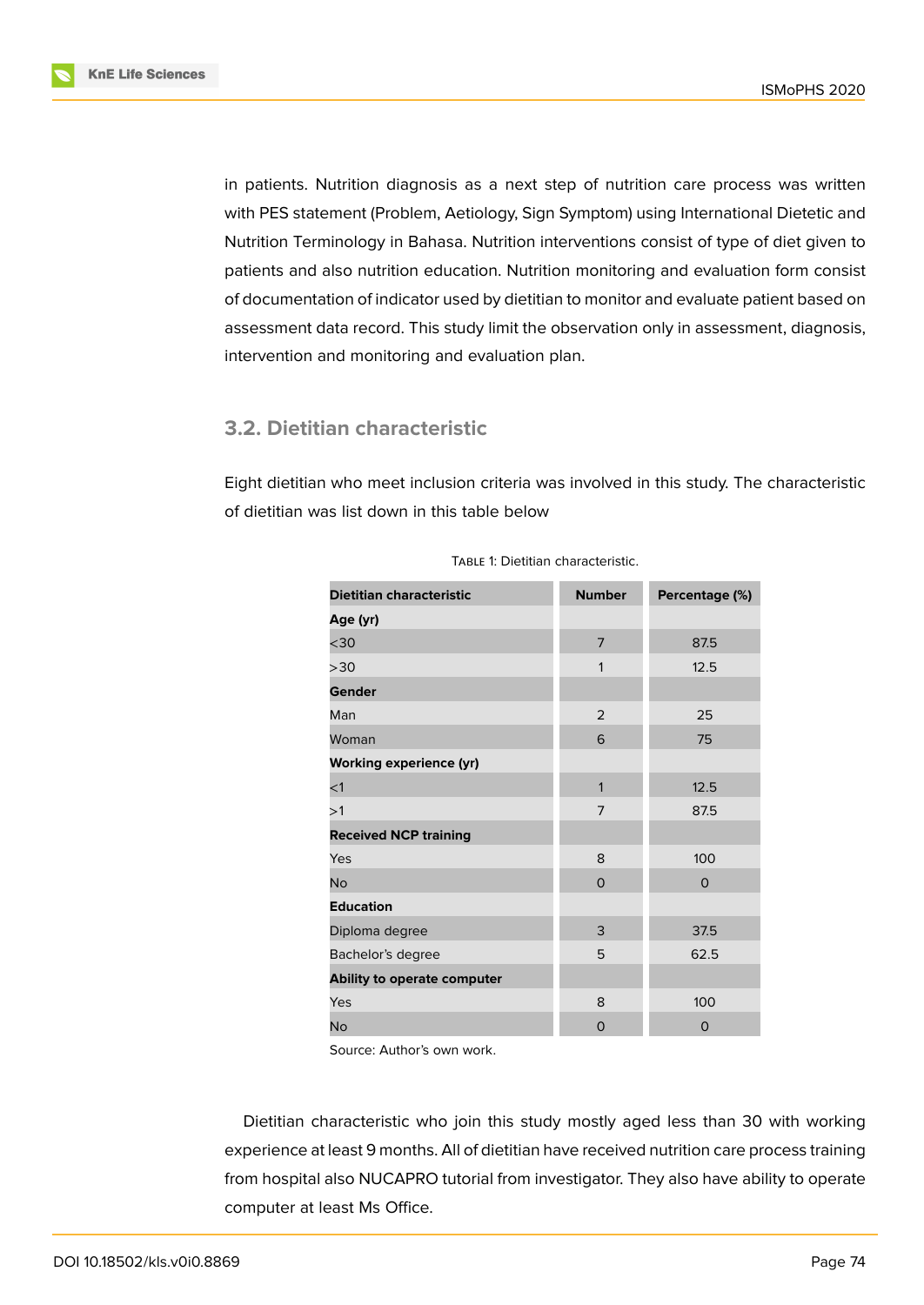in patients. Nutrition diagnosis as a next step of nutrition care process was written with PES statement (Problem, Aetiology, Sign Symptom) using International Dietetic and Nutrition Terminology in Bahasa. Nutrition interventions consist of type of diet given to patients and also nutrition education. Nutrition monitoring and evaluation form consist of documentation of indicator used by dietitian to monitor and evaluate patient based on assessment data record. This study limit the observation only in assessment, diagnosis, intervention and monitoring and evaluation plan.

## 3.2. Dietitian characteristic

Eight dietitian who meet inclusion criteria was involved in this study. The characteristic of dietitian was list down in this table below

TABLE 1: Dietitian characteristic.

| Dietitian characteristic | Number | Percentage (%) |
|---|---|---|
| **Age (yr)** | | |
| <30 | 7 | 87.5 |
| >30 | 1 | 12.5 |
| **Gender** | | |
| Man | 2 | 25 |
| Woman | 6 | 75 |
| **Working experience (yr)** | | |
| <1 | 1 | 12.5 |
| >1 | 7 | 87.5 |
| **Received NCP training** | | |
| Yes | 8 | 100 |
| No | 0 | 0 |
| **Education** | | |
| Diploma degree | 3 | 37.5 |
| Bachelor's degree | 5 | 62.5 |
| **Ability to operate computer** | | |
| Yes | 8 | 100 |
| No | 0 | 0 |

Source: Author's own work.

Dietitian characteristic who join this study mostly aged less than 30 with working experience at least 9 months. All of dietitian have received nutrition care process training from hospital also NUCAPRO tutorial from investigator. They also have ability to operate computer at least Ms Office.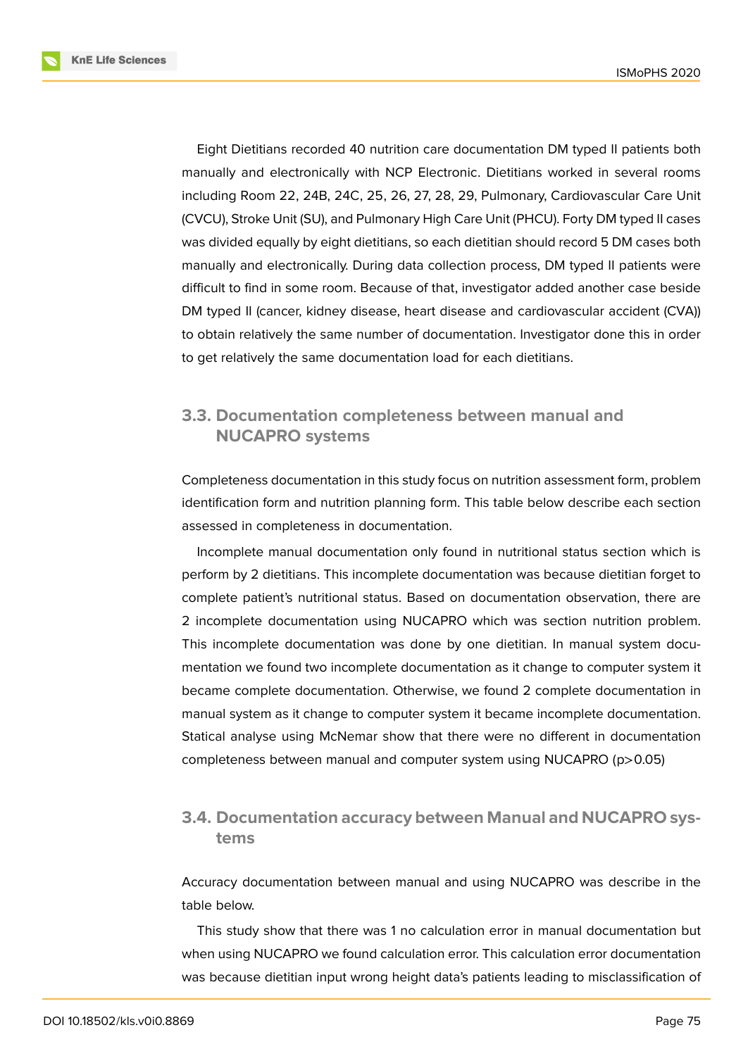Eight Dietitians recorded 40 nutrition care documentation DM typed II patients both manually and electronically with NCP Electronic. Dietitians worked in several rooms including Room 22, 24B, 24C, 25, 26, 27, 28, 29, Pulmonary, Cardiovascular Care Unit (CVCU), Stroke Unit (SU), and Pulmonary High Care Unit (PHCU). Forty DM typed II cases was divided equally by eight dietitians, so each dietitian should record 5 DM cases both manually and electronically. During data collection process, DM typed II patients were difficult to find in some room. Because of that, investigator added another case beside DM typed II (cancer, kidney disease, heart disease and cardiovascular accident (CVA)) to obtain relatively the same number of documentation. Investigator done this in order to get relatively the same documentation load for each dietitians.

## 3.3. Documentation completeness between manual and NUCAPRO systems

Completeness documentation in this study focus on nutrition assessment form, problem identification form and nutrition planning form. This table below describe each section assessed in completeness in documentation.

Incomplete manual documentation only found in nutritional status section which is perform by 2 dietitians. This incomplete documentation was because dietitian forget to complete patient's nutritional status. Based on documentation observation, there are 2 incomplete documentation using NUCAPRO which was section nutrition problem. This incomplete documentation was done by one dietitian. In manual system documentation we found two incomplete documentation as it change to computer system it became complete documentation. Otherwise, we found 2 complete documentation in manual system as it change to computer system it became incomplete documentation. Statical analyse using McNemar show that there were no different in documentation completeness between manual and computer system using NUCAPRO ($p>0.05$)

## 3.4. Documentation accuracy between Manual and NUCAPRO systems

Accuracy documentation between manual and using NUCAPRO was describe in the table below.

This study show that there was 1 no calculation error in manual documentation but when using NUCAPRO we found calculation error. This calculation error documentation was because dietitian input wrong height data's patients leading to misclassification of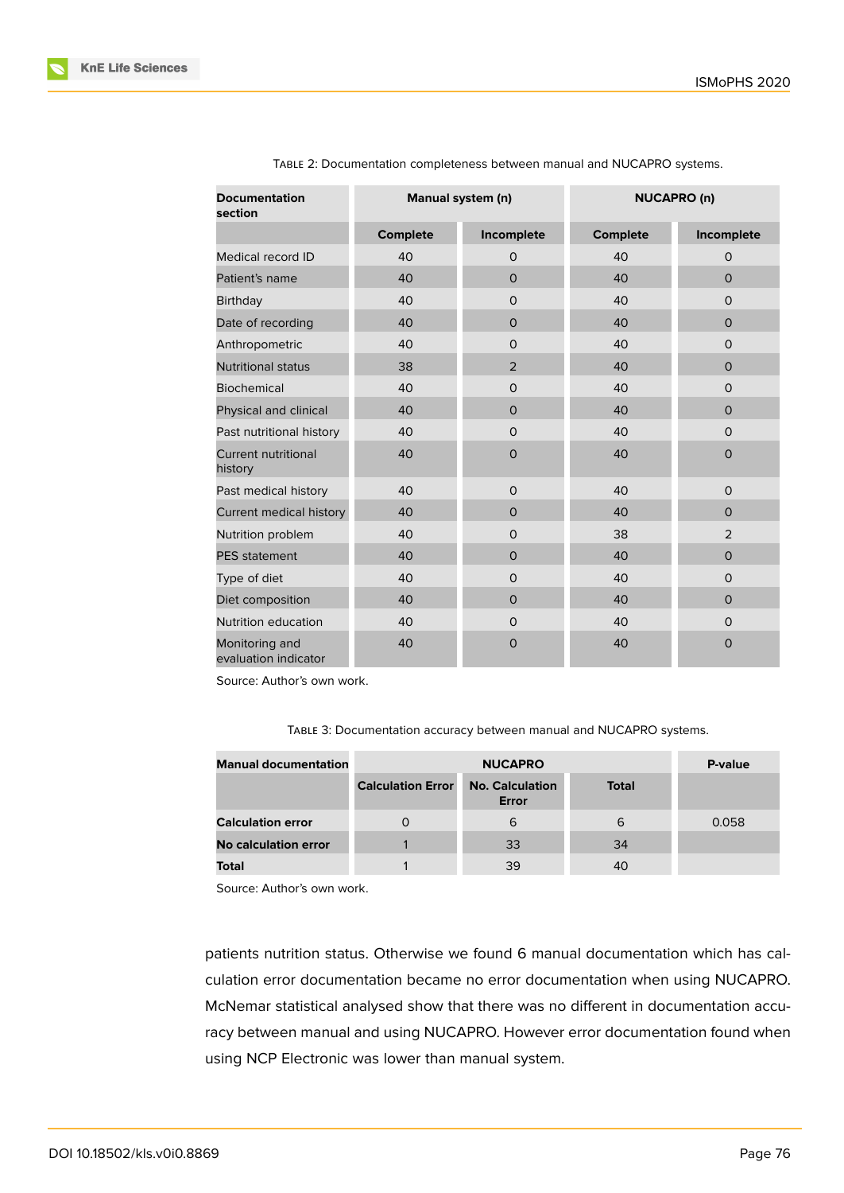Table 2: Documentation completeness between manual and NUCAPRO systems.

| Documentation section | Manual system (n) | | NUCAPRO (n) | |
|---|---|---|---|---|
| | Complete | Incomplete | Complete | Incomplete |
| Medical record ID | 40 | 0 | 40 | 0 |
| Patient's name | 40 | 0 | 40 | 0 |
| Birthday | 40 | 0 | 40 | 0 |
| Date of recording | 40 | 0 | 40 | 0 |
| Anthropometric | 40 | 0 | 40 | 0 |
| Nutritional status | 38 | 2 | 40 | 0 |
| Biochemical | 40 | 0 | 40 | 0 |
| Physical and clinical | 40 | 0 | 40 | 0 |
| Past nutritional history | 40 | 0 | 40 | 0 |
| Current nutritional history | 40 | 0 | 40 | 0 |
| Past medical history | 40 | 0 | 40 | 0 |
| Current medical history | 40 | 0 | 40 | 0 |
| Nutrition problem | 40 | 0 | 38 | 2 |
| PES statement | 40 | 0 | 40 | 0 |
| Type of diet | 40 | 0 | 40 | 0 |
| Diet composition | 40 | 0 | 40 | 0 |
| Nutrition education | 40 | 0 | 40 | 0 |
| Monitoring and evaluation indicator | 40 | 0 | 40 | 0 |

Source: Author's own work.

Table 3: Documentation accuracy between manual and NUCAPRO systems.

| Manual documentation | NUCAPRO | | | P-value |
|---|---|---|---|---|
| | Calculation Error | No. Calculation Error | Total | |
| **Calculation error** | 0 | 6 | 6 | 0.058 |
| **No calculation error** | 1 | 33 | 34 | |
| **Total** | 1 | 39 | 40 | |

Source: Author's own work.

patients nutrition status. Otherwise we found 6 manual documentation which has calculation error documentation became no error documentation when using NUCAPRO. McNemar statistical analysed show that there was no different in documentation accuracy between manual and using NUCAPRO. However error documentation found when using NCP Electronic was lower than manual system.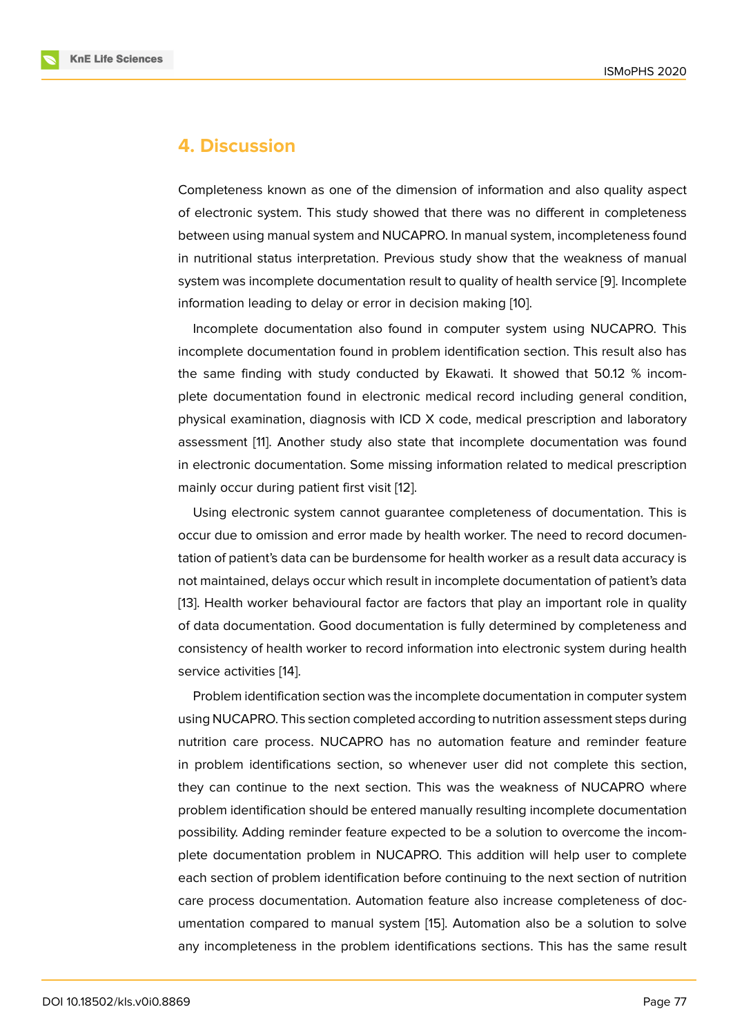## 4. Discussion

Completeness known as one of the dimension of information and also quality aspect of electronic system. This study showed that there was no different in completeness between using manual system and NUCAPRO. In manual system, incompleteness found in nutritional status interpretation. Previous study show that the weakness of manual system was incomplete documentation result to quality of health service [9]. Incomplete information leading to delay or error in decision making [10].

Incomplete documentation also found in computer system using NUCAPRO. This incomplete documentation found in problem identification section. This result also has the same finding with study conducted by Ekawati. It showed that 50.12 % incomplete documentation found in electronic medical record including general condition, physical examination, diagnosis with ICD X code, medical prescription and laboratory assessment [11]. Another study also state that incomplete documentation was found in electronic documentation. Some missing information related to medical prescription mainly occur during patient first visit [12].

Using electronic system cannot guarantee completeness of documentation. This is occur due to omission and error made by health worker. The need to record documentation of patient's data can be burdensome for health worker as a result data accuracy is not maintained, delays occur which result in incomplete documentation of patient's data [13]. Health worker behavioural factor are factors that play an important role in quality of data documentation. Good documentation is fully determined by completeness and consistency of health worker to record information into electronic system during health service activities [14].

Problem identification section was the incomplete documentation in computer system using NUCAPRO. This section completed according to nutrition assessment steps during nutrition care process. NUCAPRO has no automation feature and reminder feature in problem identifications section, so whenever user did not complete this section, they can continue to the next section. This was the weakness of NUCAPRO where problem identification should be entered manually resulting incomplete documentation possibility. Adding reminder feature expected to be a solution to overcome the incomplete documentation problem in NUCAPRO. This addition will help user to complete each section of problem identification before continuing to the next section of nutrition care process documentation. Automation feature also increase completeness of documentation compared to manual system [15]. Automation also be a solution to solve any incompleteness in the problem identifications sections. This has the same result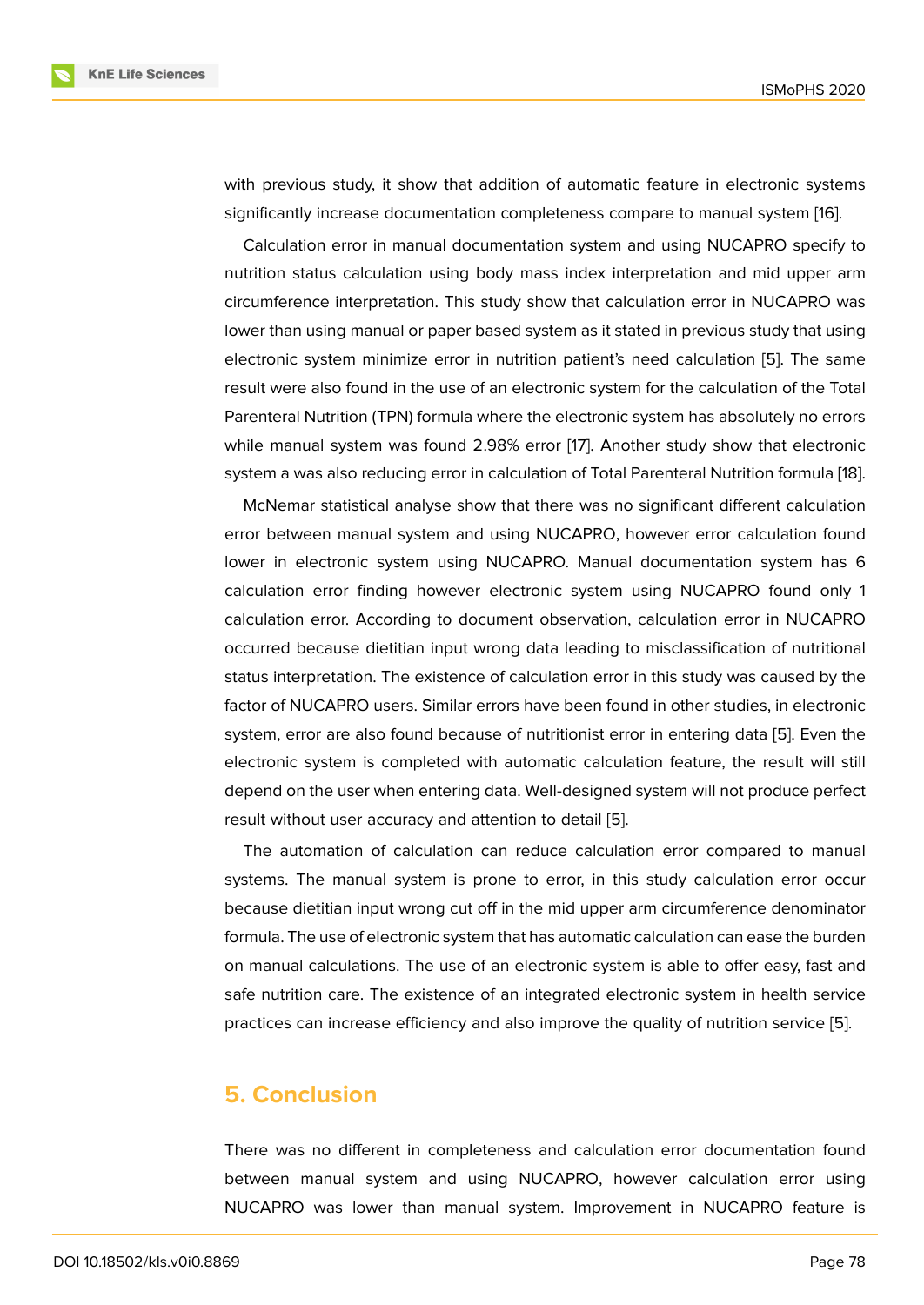with previous study, it show that addition of automatic feature in electronic systems significantly increase documentation completeness compare to manual system [16].

Calculation error in manual documentation system and using NUCAPRO specify to nutrition status calculation using body mass index interpretation and mid upper arm circumference interpretation. This study show that calculation error in NUCAPRO was lower than using manual or paper based system as it stated in previous study that using electronic system minimize error in nutrition patient's need calculation [5]. The same result were also found in the use of an electronic system for the calculation of the Total Parenteral Nutrition (TPN) formula where the electronic system has absolutely no errors while manual system was found 2.98% error [17]. Another study show that electronic system a was also reducing error in calculation of Total Parenteral Nutrition formula [18].

McNemar statistical analyse show that there was no significant different calculation error between manual system and using NUCAPRO, however error calculation found lower in electronic system using NUCAPRO. Manual documentation system has 6 calculation error finding however electronic system using NUCAPRO found only 1 calculation error. According to document observation, calculation error in NUCAPRO occurred because dietitian input wrong data leading to misclassification of nutritional status interpretation. The existence of calculation error in this study was caused by the factor of NUCAPRO users. Similar errors have been found in other studies, in electronic system, error are also found because of nutritionist error in entering data [5]. Even the electronic system is completed with automatic calculation feature, the result will still depend on the user when entering data. Well-designed system will not produce perfect result without user accuracy and attention to detail [5].

The automation of calculation can reduce calculation error compared to manual systems. The manual system is prone to error, in this study calculation error occur because dietitian input wrong cut off in the mid upper arm circumference denominator formula. The use of electronic system that has automatic calculation can ease the burden on manual calculations. The use of an electronic system is able to offer easy, fast and safe nutrition care. The existence of an integrated electronic system in health service practices can increase efficiency and also improve the quality of nutrition service [5].

## 5. Conclusion

There was no different in completeness and calculation error documentation found between manual system and using NUCAPRO, however calculation error using NUCAPRO was lower than manual system. Improvement in NUCAPRO feature is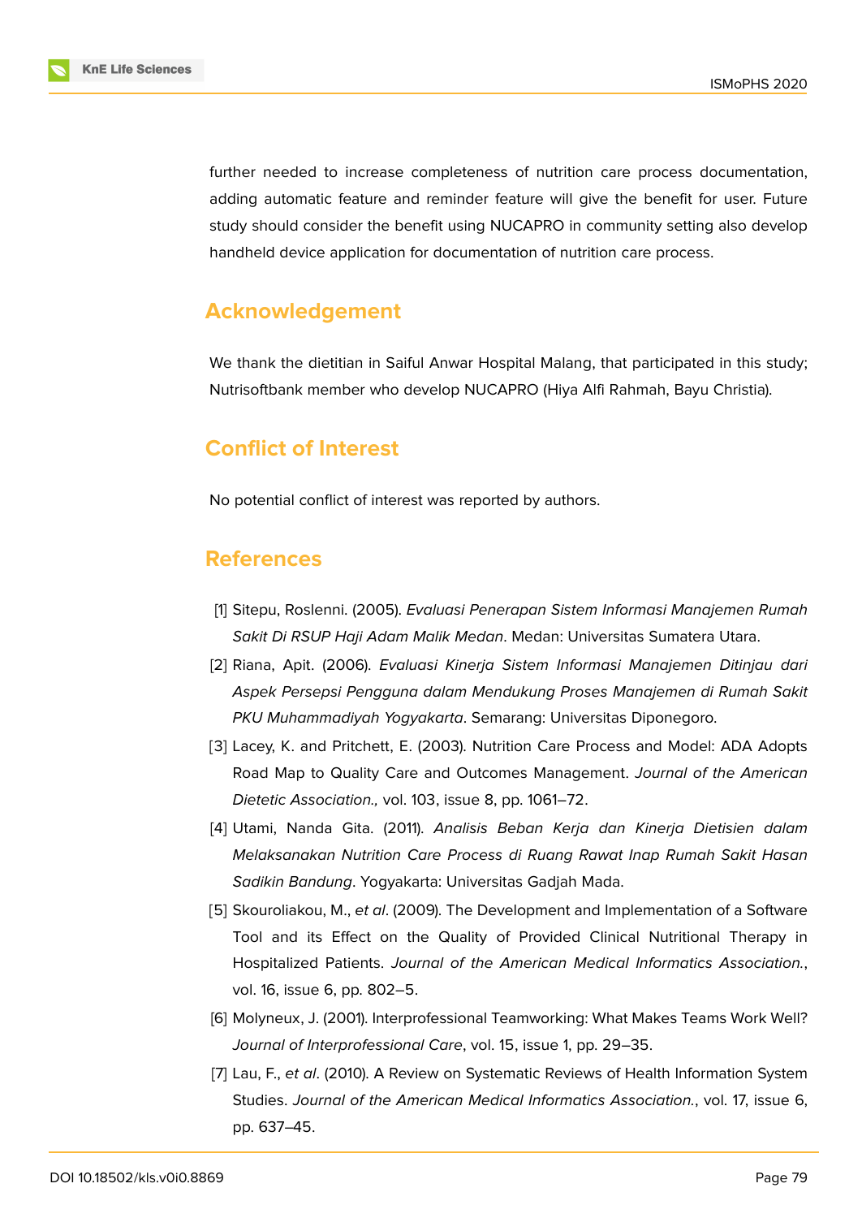further needed to increase completeness of nutrition care process documentation, adding automatic feature and reminder feature will give the benefit for user. Future study should consider the benefit using NUCAPRO in community setting also develop handheld device application for documentation of nutrition care process.

## Acknowledgement

We thank the dietitian in Saiful Anwar Hospital Malang, that participated in this study; Nutrisoftbank member who develop NUCAPRO (Hiya Alfi Rahmah, Bayu Christia).

## Conflict of Interest

No potential conflict of interest was reported by authors.

## References

[1] Sitepu, Roslenni. (2005). *Evaluasi Penerapan Sistem Informasi Manajemen Rumah Sakit Di RSUP Haji Adam Malik Medan*. Medan: Universitas Sumatera Utara.

[2] Riana, Apit. (2006). *Evaluasi Kinerja Sistem Informasi Manajemen Ditinjau dari Aspek Persepsi Pengguna dalam Mendukung Proses Manajemen di Rumah Sakit PKU Muhammadiyah Yogyakarta*. Semarang: Universitas Diponegoro.

[3] Lacey, K. and Pritchett, E. (2003). Nutrition Care Process and Model: ADA Adopts Road Map to Quality Care and Outcomes Management. *Journal of the American Dietetic Association.,* vol. 103, issue 8, pp. 1061–72.

[4] Utami, Nanda Gita. (2011). *Analisis Beban Kerja dan Kinerja Dietisien dalam Melaksanakan Nutrition Care Process di Ruang Rawat Inap Rumah Sakit Hasan Sadikin Bandung*. Yogyakarta: Universitas Gadjah Mada.

[5] Skouroliakou, M., *et al*. (2009). The Development and Implementation of a Software Tool and its Effect on the Quality of Provided Clinical Nutritional Therapy in Hospitalized Patients. *Journal of the American Medical Informatics Association.*, vol. 16, issue 6, pp. 802–5.

[6] Molyneux, J. (2001). Interprofessional Teamworking: What Makes Teams Work Well? *Journal of Interprofessional Care*, vol. 15, issue 1, pp. 29–35.

[7] Lau, F., *et al*. (2010). A Review on Systematic Reviews of Health Information System Studies. *Journal of the American Medical Informatics Association.*, vol. 17, issue 6, pp. 637–45.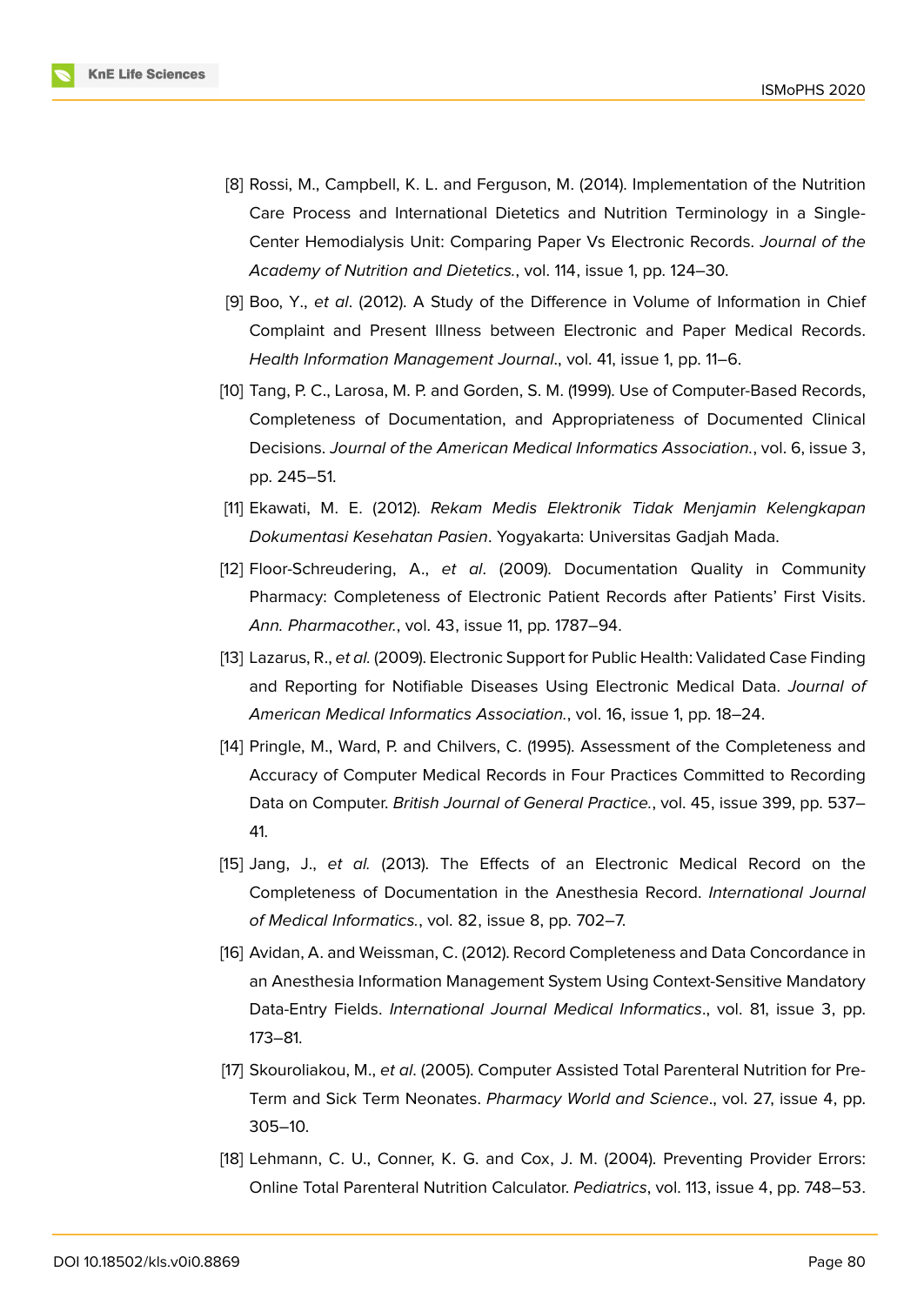[8] Rossi, M., Campbell, K. L. and Ferguson, M. (2014). Implementation of the Nutrition Care Process and International Dietetics and Nutrition Terminology in a Single-Center Hemodialysis Unit: Comparing Paper Vs Electronic Records. *Journal of the Academy of Nutrition and Dietetics.*, vol. 114, issue 1, pp. 124–30.

[9] Boo, Y., *et al*. (2012). A Study of the Difference in Volume of Information in Chief Complaint and Present Illness between Electronic and Paper Medical Records. *Health Information Management Journal*., vol. 41, issue 1, pp. 11–6.

[10] Tang, P. C., Larosa, M. P. and Gorden, S. M. (1999). Use of Computer-Based Records, Completeness of Documentation, and Appropriateness of Documented Clinical Decisions. *Journal of the American Medical Informatics Association.*, vol. 6, issue 3, pp. 245–51.

[11] Ekawati, M. E. (2012). *Rekam Medis Elektronik Tidak Menjamin Kelengkapan Dokumentasi Kesehatan Pasien*. Yogyakarta: Universitas Gadjah Mada.

[12] Floor-Schreudering, A., *et al*. (2009). Documentation Quality in Community Pharmacy: Completeness of Electronic Patient Records after Patients' First Visits. *Ann. Pharmacother.*, vol. 43, issue 11, pp. 1787–94.

[13] Lazarus, R., *et al.* (2009). Electronic Support for Public Health: Validated Case Finding and Reporting for Notifiable Diseases Using Electronic Medical Data. *Journal of American Medical Informatics Association.*, vol. 16, issue 1, pp. 18–24.

[14] Pringle, M., Ward, P. and Chilvers, C. (1995). Assessment of the Completeness and Accuracy of Computer Medical Records in Four Practices Committed to Recording Data on Computer. *British Journal of General Practice.*, vol. 45, issue 399, pp. 537–41.

[15] Jang, J., *et al.* (2013). The Effects of an Electronic Medical Record on the Completeness of Documentation in the Anesthesia Record. *International Journal of Medical Informatics.*, vol. 82, issue 8, pp. 702–7.

[16] Avidan, A. and Weissman, C. (2012). Record Completeness and Data Concordance in an Anesthesia Information Management System Using Context-Sensitive Mandatory Data-Entry Fields. *International Journal Medical Informatics*., vol. 81, issue 3, pp. 173–81.

[17] Skouroliakou, M., *et al*. (2005). Computer Assisted Total Parenteral Nutrition for Pre-Term and Sick Term Neonates. *Pharmacy World and Science*., vol. 27, issue 4, pp. 305–10.

[18] Lehmann, C. U., Conner, K. G. and Cox, J. M. (2004). Preventing Provider Errors: Online Total Parenteral Nutrition Calculator. *Pediatrics*, vol. 113, issue 4, pp. 748–53.